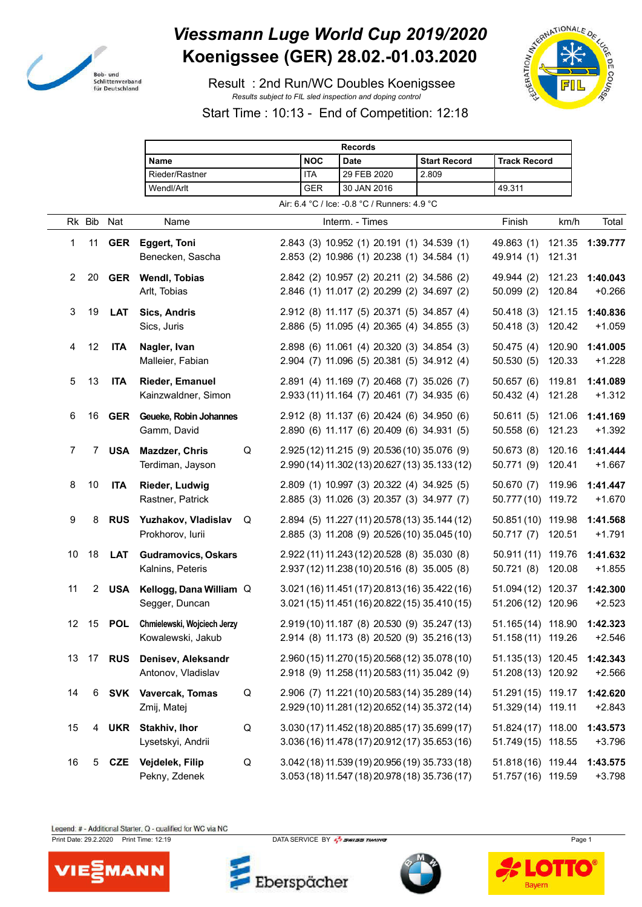# Viessmann Luge World Cup 2019/2020

# Koenigssee (GER) 28.02.-01.03.2020

Result : 2nd Run/WC Doubles Koenigssee

*Results subject to FIL sled inspection and doping control*

Start Time : 10:13 - End of Competition: 12:18

| Records | | | | |
|---|---|---|---|---|
| **Name** | **NOC** | **Date** | **Start Record** | **Track Record** |
| Rieder/Rastner | ITA | 29 FEB 2020 | 2.809 | |
| Wendl/Arlt | GER | 30 JAN 2016 | | 49.311 |

Air: 6.4 °C / Ice: -0.8 °C / Runners: 4.9 °C

| Rk | Bib | Nat | Name | | Interm. - Times | Finish | km/h | Total |
|---|---|---|---|---|---|---|---|---|
| 1 | 11 | **GER** | **Eggert, Toni** | | 2.843 (3) 10.952 (1) 20.191 (1) 34.539 (1) | 49.863 (1) | 121.35 | **1:39.777** |
| | | | Benecken, Sascha | | 2.853 (2) 10.986 (1) 20.238 (1) 34.584 (1) | 49.914 (1) | 121.31 | |
| 2 | 20 | **GER** | **Wendl, Tobias** | | 2.842 (2) 10.957 (2) 20.211 (2) 34.586 (2) | 49.944 (2) | 121.23 | **1:40.043** |
| | | | Arlt, Tobias | | 2.846 (1) 11.017 (2) 20.299 (2) 34.697 (2) | 50.099 (2) | 120.84 | +0.266 |
| 3 | 19 | **LAT** | **Sics, Andris** | | 2.912 (8) 11.117 (5) 20.371 (5) 34.857 (4) | 50.418 (3) | 121.15 | **1:40.836** |
| | | | Sics, Juris | | 2.886 (5) 11.095 (4) 20.365 (4) 34.855 (3) | 50.418 (3) | 120.42 | +1.059 |
| 4 | 12 | **ITA** | **Nagler, Ivan** | | 2.898 (6) 11.061 (4) 20.320 (3) 34.854 (3) | 50.475 (4) | 120.90 | **1:41.005** |
| | | | Malleier, Fabian | | 2.904 (7) 11.096 (5) 20.381 (5) 34.912 (4) | 50.530 (5) | 120.33 | +1.228 |
| 5 | 13 | **ITA** | **Rieder, Emanuel** | | 2.891 (4) 11.169 (7) 20.468 (7) 35.026 (7) | 50.657 (6) | 119.81 | **1:41.089** |
| | | | Kainzwaldner, Simon | | 2.933 (11) 11.164 (7) 20.461 (7) 34.935 (6) | 50.432 (4) | 121.28 | +1.312 |
| 6 | 16 | **GER** | **Geueke, Robin Johannes** | | 2.912 (8) 11.137 (6) 20.424 (6) 34.950 (6) | 50.611 (5) | 121.06 | **1:41.169** |
| | | | Gamm, David | | 2.890 (6) 11.117 (6) 20.409 (6) 34.931 (5) | 50.558 (6) | 121.23 | +1.392 |
| 7 | 7 | **USA** | **Mazdzer, Chris** | Q | 2.925 (12) 11.215 (9) 20.536 (10) 35.076 (9) | 50.673 (8) | 120.16 | **1:41.444** |
| | | | Terdiman, Jayson | | 2.990 (14) 11.302 (13) 20.627 (13) 35.133 (12) | 50.771 (9) | 120.41 | +1.667 |
| 8 | 10 | **ITA** | **Rieder, Ludwig** | | 2.809 (1) 10.997 (3) 20.322 (4) 34.925 (5) | 50.670 (7) | 119.96 | **1:41.447** |
| | | | Rastner, Patrick | | 2.885 (3) 11.026 (3) 20.357 (3) 34.977 (7) | 50.777 (10) | 119.72 | +1.670 |
| 9 | 8 | **RUS** | **Yuzhakov, Vladislav** | Q | 2.894 (5) 11.227 (11) 20.578 (13) 35.144 (12) | 50.851 (10) | 119.98 | **1:41.568** |
| | | | Prokhorov, Iurii | | 2.885 (3) 11.208 (9) 20.526 (10) 35.045 (10) | 50.717 (7) | 120.51 | +1.791 |
| 10 | 18 | **LAT** | **Gudramovics, Oskars** | | 2.922 (11) 11.243 (12) 20.528 (8) 35.030 (8) | 50.911 (11) | 119.76 | **1:41.632** |
| | | | Kalnins, Peteris | | 2.937 (12) 11.238 (10) 20.516 (8) 35.005 (8) | 50.721 (8) | 120.08 | +1.855 |
| 11 | 2 | **USA** | **Kellogg, Dana William** | Q | 3.021 (16) 11.451 (17) 20.813 (16) 35.422 (16) | 51.094 (12) | 120.37 | **1:42.300** |
| | | | Segger, Duncan | | 3.021 (15) 11.451 (16) 20.822 (15) 35.410 (15) | 51.206 (12) | 120.96 | +2.523 |
| 12 | 15 | **POL** | **Chmielewski, Wojciech Jerzy** | | 2.919 (10) 11.187 (8) 20.530 (9) 35.247 (13) | 51.165 (14) | 118.90 | **1:42.323** |
| | | | Kowalewski, Jakub | | 2.914 (8) 11.173 (8) 20.520 (9) 35.216 (13) | 51.158 (11) | 119.26 | +2.546 |
| 13 | 17 | **RUS** | **Denisev, Aleksandr** | | 2.960 (15) 11.270 (15) 20.568 (12) 35.078 (10) | 51.135 (13) | 120.45 | **1:42.343** |
| | | | Antonov, Vladislav | | 2.918 (9) 11.258 (11) 20.583 (11) 35.042 (9) | 51.208 (13) | 120.92 | +2.566 |
| 14 | 6 | **SVK** | **Vavercak, Tomas** | Q | 2.906 (7) 11.221 (10) 20.583 (14) 35.289 (14) | 51.291 (15) | 119.17 | **1:42.620** |
| | | | Zmij, Matej | | 2.929 (10) 11.281 (12) 20.652 (14) 35.372 (14) | 51.329 (14) | 119.11 | +2.843 |
| 15 | 4 | **UKR** | **Stakhiv, Ihor** | Q | 3.030 (17) 11.452 (18) 20.885 (17) 35.699 (17) | 51.824 (17) | 118.00 | **1:43.573** |
| | | | Lysetskyi, Andrii | | 3.036 (16) 11.478 (17) 20.912 (17) 35.653 (16) | 51.749 (15) | 118.55 | +3.796 |
| 16 | 5 | **CZE** | **Vejdelek, Filip** | Q | 3.042 (18) 11.539 (19) 20.956 (19) 35.733 (18) | 51.818 (16) | 119.44 | **1:43.575** |
| | | | Pekny, Zdenek | | 3.053 (18) 11.547 (18) 20.978 (18) 35.736 (17) | 51.757 (16) | 119.59 | +3.798 |

Legend: # - Additional Starter, Q - qualified for WC via NC

Print Date: 29.2.2020 Print Time: 12:19 DATA SERVICE BY SWISS TIMING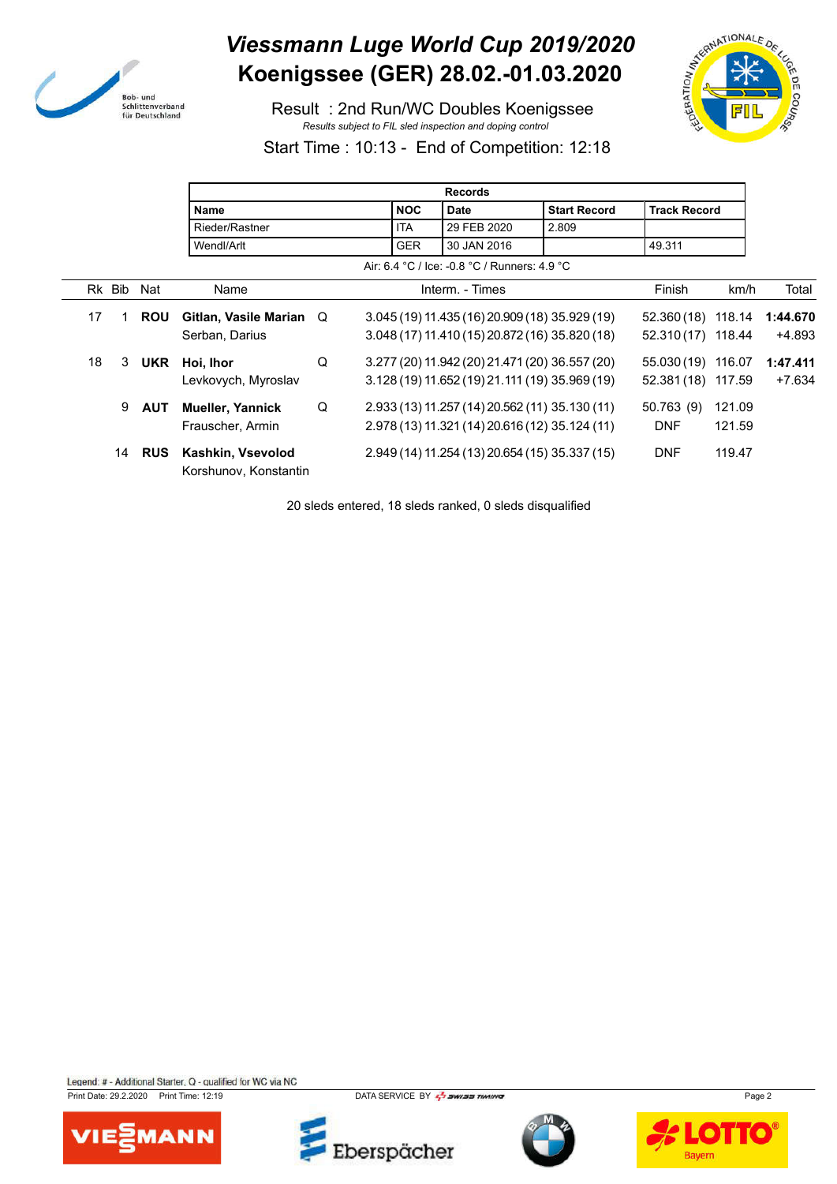# Viessmann Luge World Cup 2019/2020
# Koenigssee (GER) 28.02.-01.03.2020

Result : 2nd Run/WC Doubles Koenigssee

*Results subject to FIL sled inspection and doping control*

Start Time : 10:13 - End of Competition: 12:18

| Records | | | | |
|---|---|---|---|---|
| **Name** | **NOC** | **Date** | **Start Record** | **Track Record** |
| Rieder/Rastner | ITA | 29 FEB 2020 | 2.809 | |
| Wendl/Arlt | GER | 30 JAN 2016 | | 49.311 |

Air: 6.4 °C / Ice: -0.8 °C / Runners: 4.9 °C

| Rk | Bib | Nat | Name | | Interm. - Times | Finish | km/h | Total |
|---|---|---|---|---|---|---|---|---|
| 17 | 1 | **ROU** | **Gitlan, Vasile Marian** | Q | 3.045 (19) 11.435 (16) 20.909 (18) 35.929 (19) | 52.360 (18) | 118.14 | **1:44.670** |
| | | | Serban, Darius | | 3.048 (17) 11.410 (15) 20.872 (16) 35.820 (18) | 52.310 (17) | 118.44 | +4.893 |
| 18 | 3 | **UKR** | **Hoi, Ihor** | Q | 3.277 (20) 11.942 (20) 21.471 (20) 36.557 (20) | 55.030 (19) | 116.07 | **1:47.411** |
| | | | Levkovych, Myroslav | | 3.128 (19) 11.652 (19) 21.111 (19) 35.969 (19) | 52.381 (18) | 117.59 | +7.634 |
| | 9 | **AUT** | **Mueller, Yannick** | Q | 2.933 (13) 11.257 (14) 20.562 (11) 35.130 (11) | 50.763 (9) | 121.09 | |
| | | | Frauscher, Armin | | 2.978 (13) 11.321 (14) 20.616 (12) 35.124 (11) | DNF | 121.59 | |
| | 14 | **RUS** | **Kashkin, Vsevolod** | | 2.949 (14) 11.254 (13) 20.654 (15) 35.337 (15) | DNF | 119.47 | |
| | | | Korshunov, Konstantin | | | | | |

20 sleds entered, 18 sleds ranked, 0 sleds disqualified

Legend: # - Additional Starter, Q - qualified for WC via NC

Print Date: 29.2.2020 Print Time: 12:19 DATA SERVICE BY SWISS TIMING